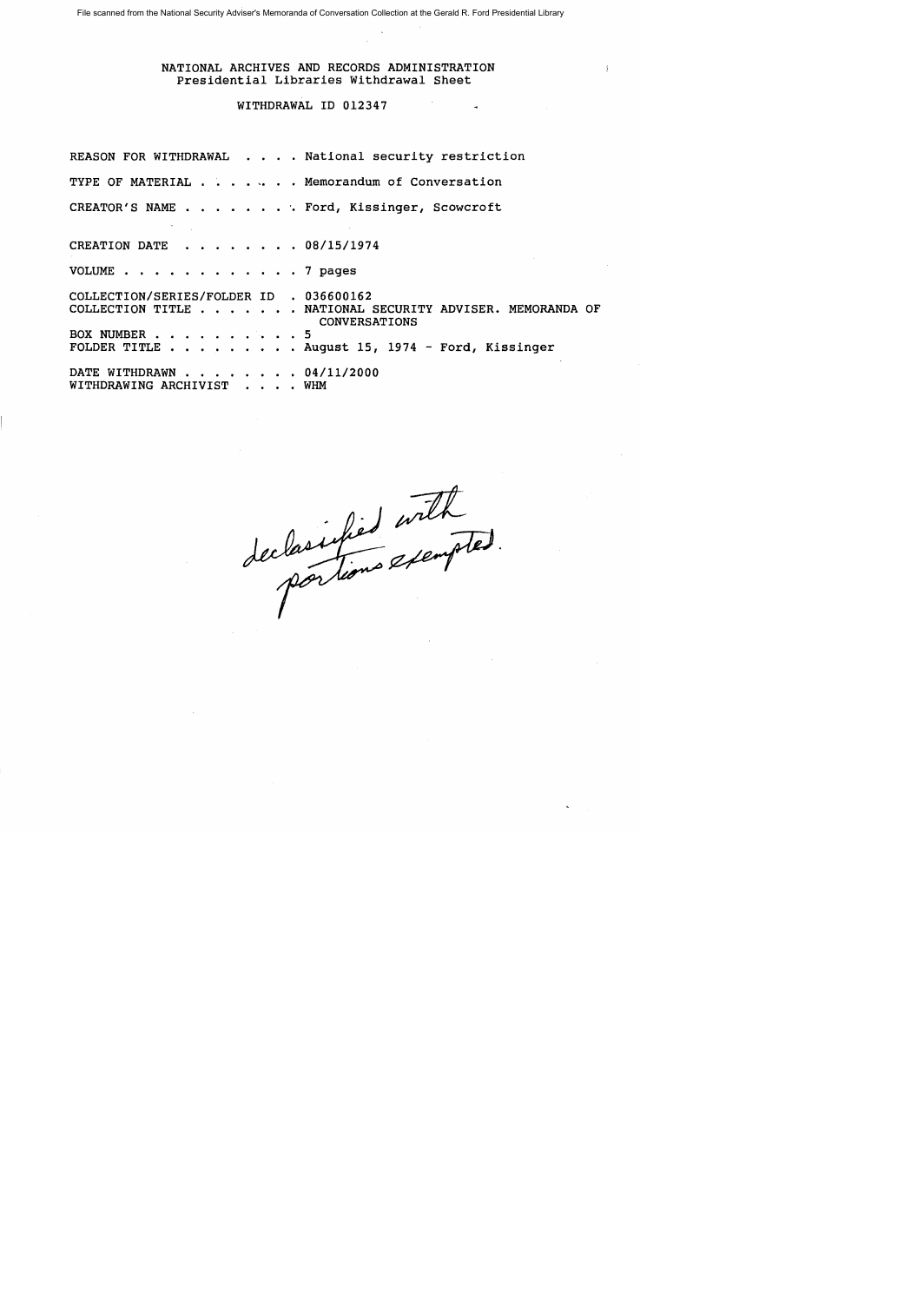File scanned from the National Security Adviser's Memoranda of Conversation Collection at the Gerald R. Ford Presidential Library

NATIONAL ARCHIVES AND RECORDS ADMINISTRATION
Presidential Libraries Withdrawal Sheet

WITHDRAWAL ID 012347

REASON FOR WITHDRAWAL . . . . National security restriction

TYPE OF MATERIAL . . . . . . . Memorandum of Conversation

CREATOR'S NAME . . . . . . . . Ford, Kissinger, Scowcroft

CREATION DATE . . . . . . . . 08/15/1974

VOLUME . . . . . . . . . . . . 7 pages

COLLECTION/SERIES/FOLDER ID . 036600162
COLLECTION TITLE . . . . . . . NATIONAL SECURITY ADVISER. MEMORANDA OF CONVERSATIONS
BOX NUMBER . . . . . . . . . . 5
FOLDER TITLE . . . . . . . . . August 15, 1974 - Ford, Kissinger

DATE WITHDRAWN . . . . . . . . 04/11/2000
WITHDRAWING ARCHIVIST . . . . WHM

*declassified with portions exempted.*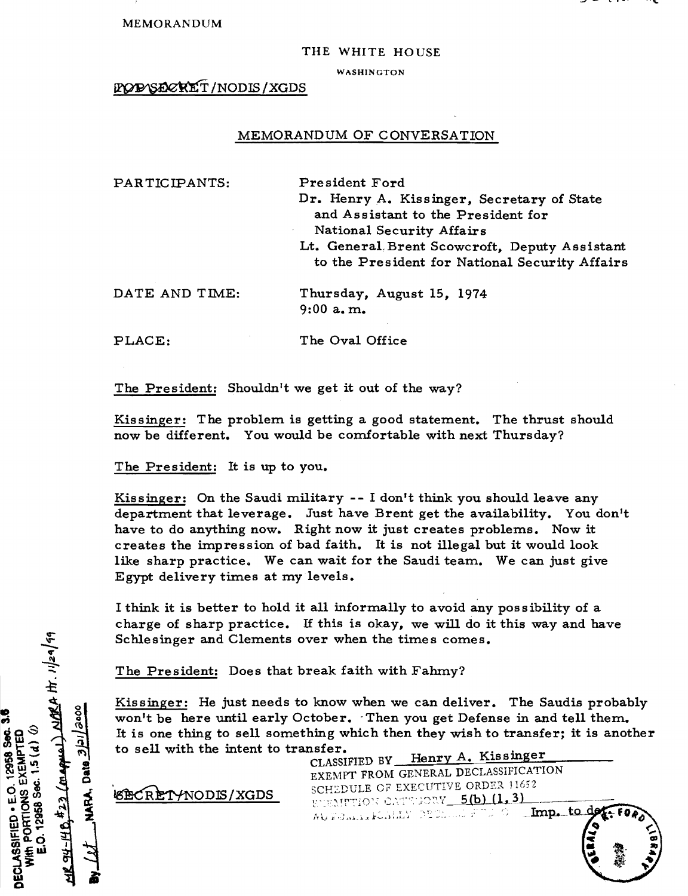MEMORANDUM

THE WHITE HOUSE

WASHINGTON

~~TOP SECRET~~/NODIS/XGDS

## MEMORANDUM OF CONVERSATION

PARTICIPANTS: President Ford
Dr. Henry A. Kissinger, Secretary of State and Assistant to the President for National Security Affairs
Lt. General Brent Scowcroft, Deputy Assistant to the President for National Security Affairs

DATE AND TIME: Thursday, August 15, 1974
9:00 a.m.

PLACE: The Oval Office

The President: Shouldn't we get it out of the way?

Kissinger: The problem is getting a good statement. The thrust should now be different. You would be comfortable with next Thursday?

The President: It is up to you.

Kissinger: On the Saudi military -- I don't think you should leave any department that leverage. Just have Brent get the availability. You don't have to do anything now. Right now it just creates problems. Now it creates the impression of bad faith. It is not illegal but it would look like sharp practice. We can wait for the Saudi team. We can just give Egypt delivery times at my levels.

I think it is better to hold it all informally to avoid any possibility of a charge of sharp practice. If this is okay, we will do it this way and have Schlesinger and Clements over when the times comes.

The President: Does that break faith with Fahmy?

Kissinger: He just needs to know when we can deliver. The Saudis probably won't be here until early October. Then you get Defense in and tell them. It is one thing to sell something which then they wish to transfer; it is another to sell with the intent to transfer.

CLASSIFIED BY Henry A. Kissinger
EXEMPT FROM GENERAL DECLASSIFICATION
SCHEDULE OF EXECUTIVE ORDER 11652
EXEMPTION CATEGORY 5(b) (1, 3)
AUTOMATICALLY DECLASSIFIED ON Imp. to det.

~~SECRET~~/NODIS/XGDS

DECLASSIFIED • E.O. 12958 Sec. 3.6
With PORTIONS EXEMPTED
E.O. 12958 Sec. 1.5 (d)
MR 94-148, #23 (magna) NARA ltr. 11/24/99
By lct NARA, Date 3/21/2000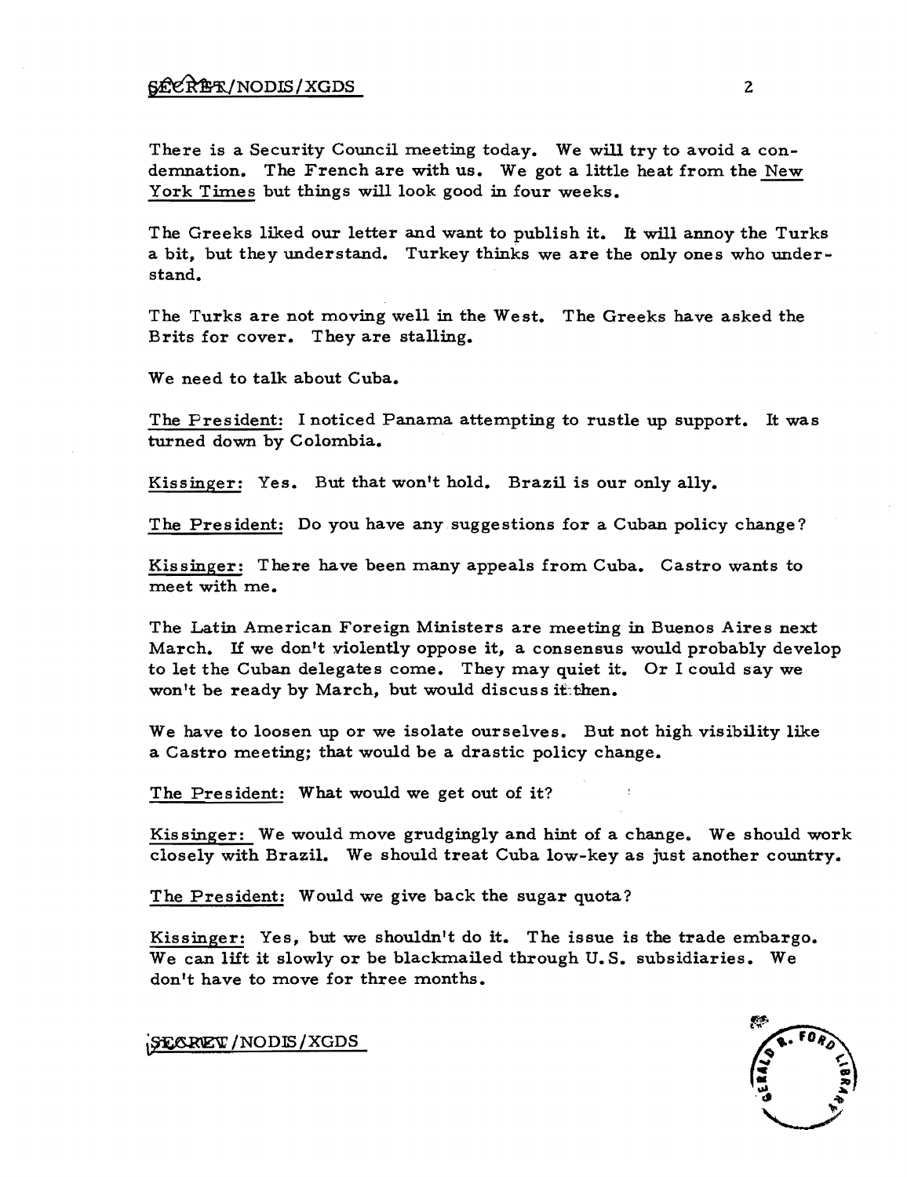There is a Security Council meeting today. We will try to avoid a condemnation. The French are with us. We got a little heat from the New York Times but things will look good in four weeks.

The Greeks liked our letter and want to publish it. It will annoy the Turks a bit, but they understand. Turkey thinks we are the only ones who understand.

The Turks are not moving well in the West. The Greeks have asked the Brits for cover. They are stalling.

We need to talk about Cuba.

The President: I noticed Panama attempting to rustle up support. It was turned down by Colombia.

Kissinger: Yes. But that won't hold. Brazil is our only ally.

The President: Do you have any suggestions for a Cuban policy change?

Kissinger: There have been many appeals from Cuba. Castro wants to meet with me.

The Latin American Foreign Ministers are meeting in Buenos Aires next March. If we don't violently oppose it, a consensus would probably develop to let the Cuban delegates come. They may quiet it. Or I could say we won't be ready by March, but would discuss it then.

We have to loosen up or we isolate ourselves. But not high visibility like a Castro meeting; that would be a drastic policy change.

The President: What would we get out of it?

Kissinger: We would move grudgingly and hint of a change. We should work closely with Brazil. We should treat Cuba low-key as just another country.

The President: Would we give back the sugar quota?

Kissinger: Yes, but we shouldn't do it. The issue is the trade embargo. We can lift it slowly or be blackmailed through U.S. subsidiaries. We don't have to move for three months.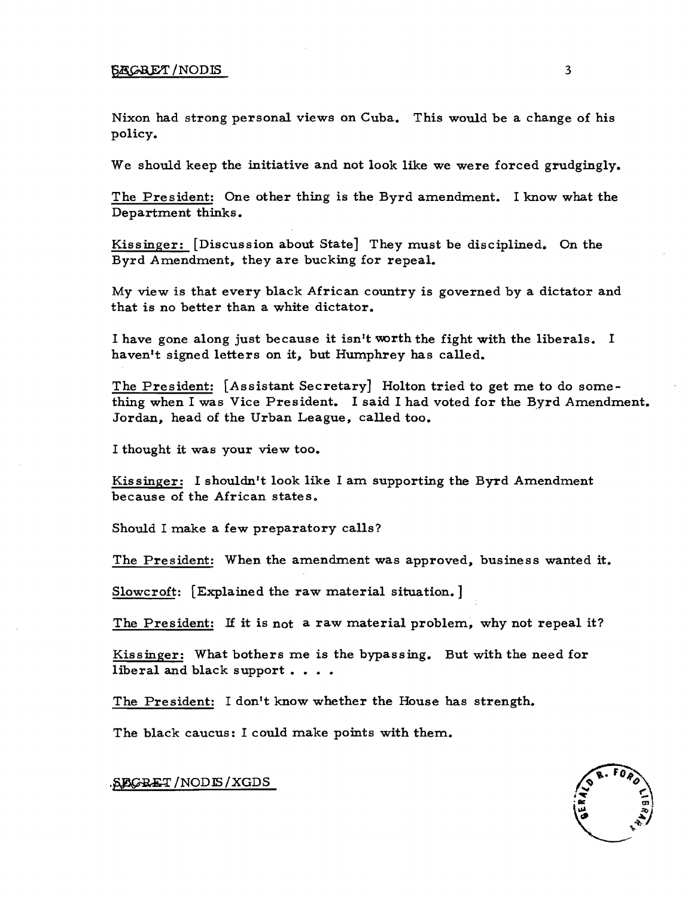Nixon had strong personal views on Cuba. This would be a change of his policy.

We should keep the initiative and not look like we were forced grudgingly.

The President: One other thing is the Byrd amendment. I know what the Department thinks.

Kissinger: [Discussion about State] They must be disciplined. On the Byrd Amendment, they are bucking for repeal.

My view is that every black African country is governed by a dictator and that is no better than a white dictator.

I have gone along just because it isn't worth the fight with the liberals. I haven't signed letters on it, but Humphrey has called.

The President: [Assistant Secretary] Holton tried to get me to do something when I was Vice President. I said I had voted for the Byrd Amendment. Jordan, head of the Urban League, called too.

I thought it was your view too.

Kissinger: I shouldn't look like I am supporting the Byrd Amendment because of the African states.

Should I make a few preparatory calls?

The President: When the amendment was approved, business wanted it.

Slowcroft: [Explained the raw material situation.]

The President: If it is not a raw material problem, why not repeal it?

Kissinger: What bothers me is the bypassing. But with the need for liberal and black support . . . .

The President: I don't know whether the House has strength.

The black caucus: I could make points with them.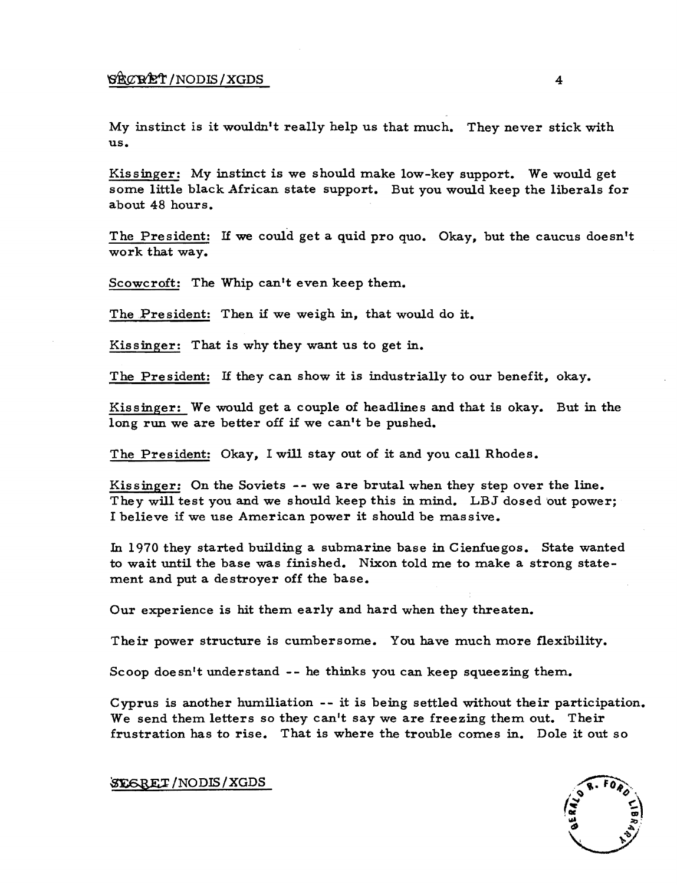My instinct is it wouldn't really help us that much. They never stick with us.

Kissinger: My instinct is we should make low-key support. We would get some little black African state support. But you would keep the liberals for about 48 hours.

The President: If we could get a quid pro quo. Okay, but the caucus doesn't work that way.

Scowcroft: The Whip can't even keep them.

The President: Then if we weigh in, that would do it.

Kissinger: That is why they want us to get in.

The President: If they can show it is industrially to our benefit, okay.

Kissinger: We would get a couple of headlines and that is okay. But in the long run we are better off if we can't be pushed.

The President: Okay, I will stay out of it and you call Rhodes.

Kissinger: On the Soviets -- we are brutal when they step over the line. They will test you and we should keep this in mind. LBJ dosed out power; I believe if we use American power it should be massive.

In 1970 they started building a submarine base in Cienfuegos. State wanted to wait until the base was finished. Nixon told me to make a strong statement and put a destroyer off the base.

Our experience is hit them early and hard when they threaten.

Their power structure is cumbersome. You have much more flexibility.

Scoop doesn't understand -- he thinks you can keep squeezing them.

Cyprus is another humiliation -- it is being settled without their participation. We send them letters so they can't say we are freezing them out. Their frustration has to rise. That is where the trouble comes in. Dole it out so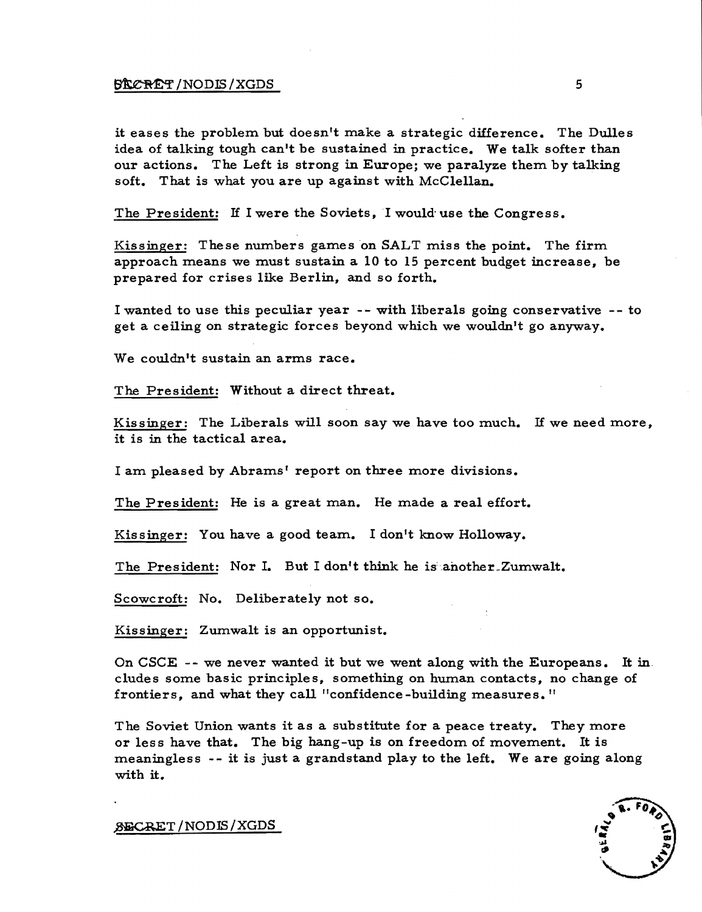it eases the problem but doesn't make a strategic difference. The Dulles idea of talking tough can't be sustained in practice. We talk softer than our actions. The Left is strong in Europe; we paralyze them by talking soft. That is what you are up against with McClellan.

The President: If I were the Soviets, I would use the Congress.

Kissinger: These numbers games on SALT miss the point. The firm approach means we must sustain a 10 to 15 percent budget increase, be prepared for crises like Berlin, and so forth.

I wanted to use this peculiar year -- with liberals going conservative -- to get a ceiling on strategic forces beyond which we wouldn't go anyway.

We couldn't sustain an arms race.

The President: Without a direct threat.

Kissinger: The Liberals will soon say we have too much. If we need more, it is in the tactical area.

I am pleased by Abrams' report on three more divisions.

The President: He is a great man. He made a real effort.

Kissinger: You have a good team. I don't know Holloway.

The President: Nor I. But I don't think he is another Zumwalt.

Scowcroft: No. Deliberately not so.

Kissinger: Zumwalt is an opportunist.

On CSCE -- we never wanted it but we went along with the Europeans. It includes some basic principles, something on human contacts, no change of frontiers, and what they call "confidence-building measures."

The Soviet Union wants it as a substitute for a peace treaty. They more or less have that. The big hang-up is on freedom of movement. It is meaningless -- it is just a grandstand play to the left. We are going along with it.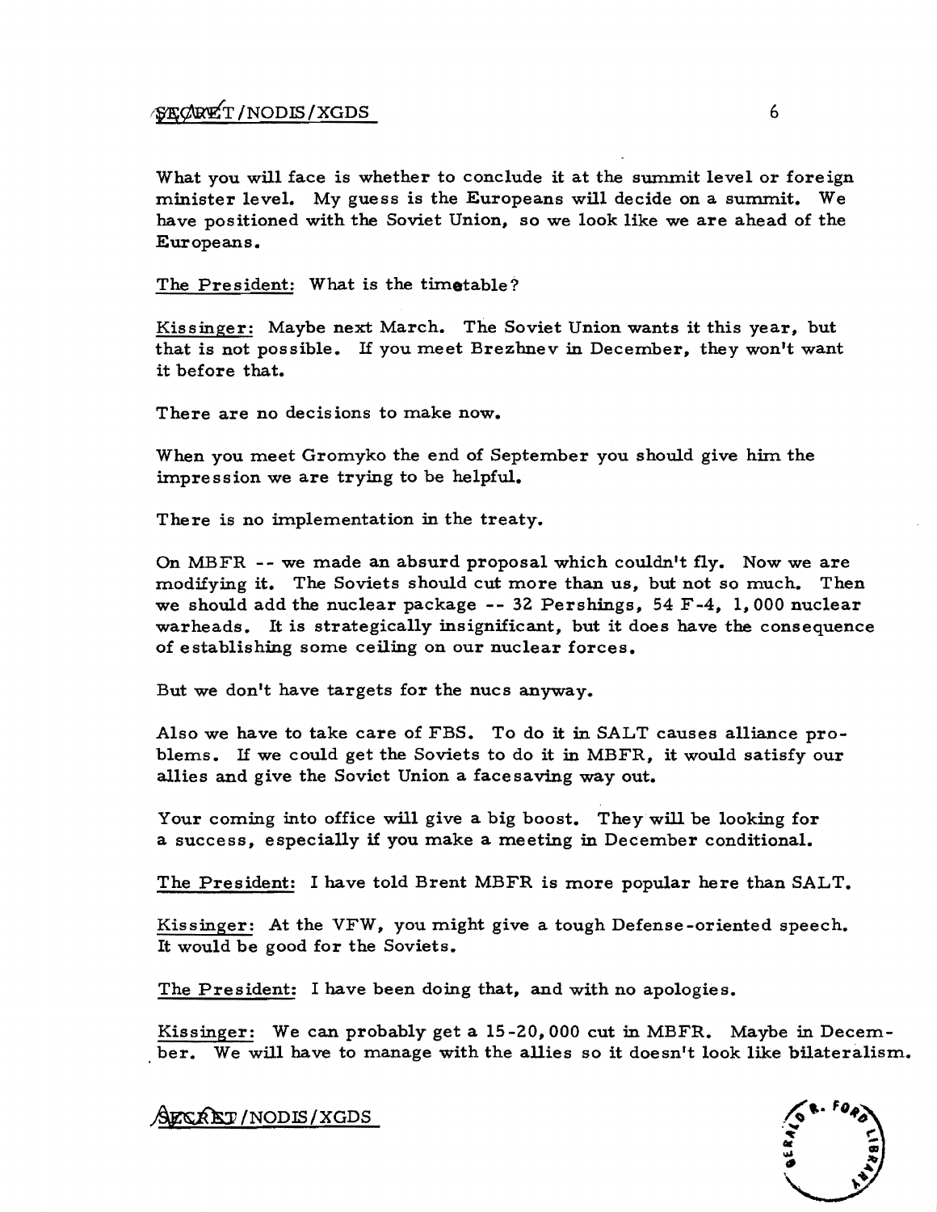What you will face is whether to conclude it at the summit level or foreign minister level. My guess is the Europeans will decide on a summit. We have positioned with the Soviet Union, so we look like we are ahead of the Europeans.

The President: What is the timetable?

Kissinger: Maybe next March. The Soviet Union wants it this year, but that is not possible. If you meet Brezhnev in December, they won't want it before that.

There are no decisions to make now.

When you meet Gromyko the end of September you should give him the impression we are trying to be helpful.

There is no implementation in the treaty.

On MBFR -- we made an absurd proposal which couldn't fly. Now we are modifying it. The Soviets should cut more than us, but not so much. Then we should add the nuclear package -- 32 Pershings, 54 F-4, 1,000 nuclear warheads. It is strategically insignificant, but it does have the consequence of establishing some ceiling on our nuclear forces.

But we don't have targets for the nucs anyway.

Also we have to take care of FBS. To do it in SALT causes alliance problems. If we could get the Soviets to do it in MBFR, it would satisfy our allies and give the Soviet Union a facesaving way out.

Your coming into office will give a big boost. They will be looking for a success, especially if you make a meeting in December conditional.

The President: I have told Brent MBFR is more popular here than SALT.

Kissinger: At the VFW, you might give a tough Defense-oriented speech. It would be good for the Soviets.

The President: I have been doing that, and with no apologies.

Kissinger: We can probably get a 15-20,000 cut in MBFR. Maybe in December. We will have to manage with the allies so it doesn't look like bilateralism.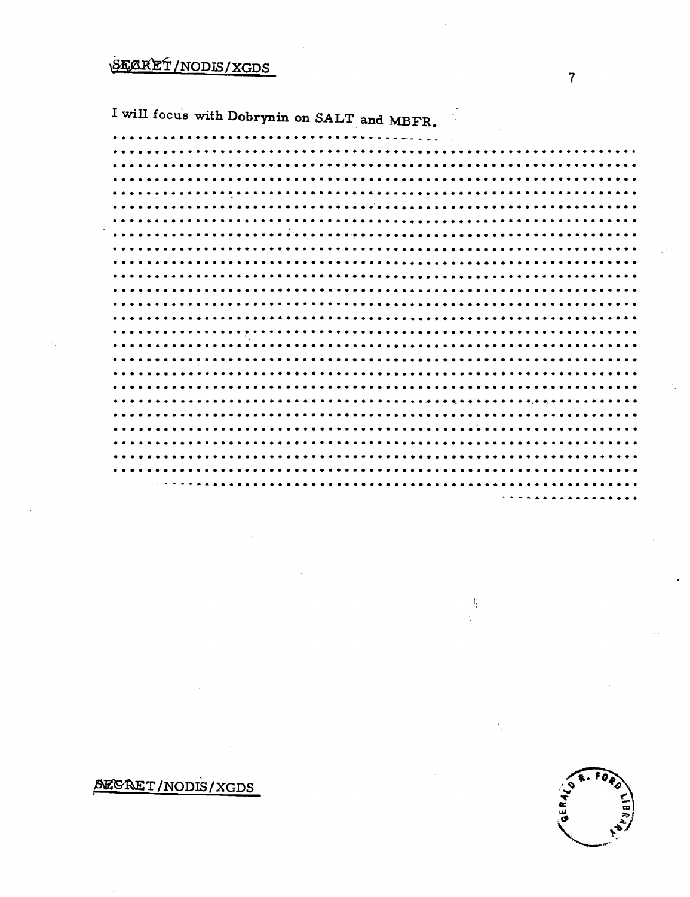I will focus with Dobrynin on SALT and MBFR.

..........................................................................................
..........................................................................................
..........................................................................................
..........................................................................................
..........................................................................................
..........................................................................................
..........................................................................................
..........................................................................................
..........................................................................................
..........................................................................................
..........................................................................................
..........................................................................................
..........................................................................................
..........................................................................................
..........................................................................................
..........................................................................................
..........................................................................................
..........................................................................................
..........................................................................................
..........................................................................................
..........................................................................................
..........................................................................................
..........................................................................................
..........................................................................................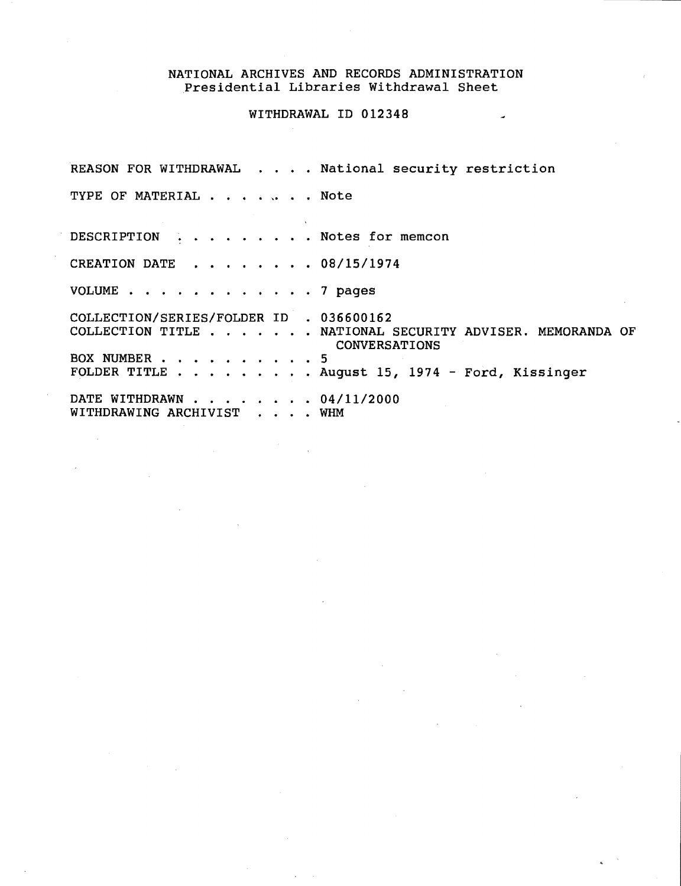NATIONAL ARCHIVES AND RECORDS ADMINISTRATION
Presidential Libraries Withdrawal Sheet

WITHDRAWAL ID 012348

REASON FOR WITHDRAWAL . . . . National security restriction

TYPE OF MATERIAL . . . . . . . Note

DESCRIPTION . . . . . . . . . Notes for memcon

CREATION DATE . . . . . . . . 08/15/1974

VOLUME . . . . . . . . . . . . 7 pages

COLLECTION/SERIES/FOLDER ID . 036600162
COLLECTION TITLE . . . . . . . NATIONAL SECURITY ADVISER. MEMORANDA OF CONVERSATIONS
BOX NUMBER . . . . . . . . . . 5
FOLDER TITLE . . . . . . . . . August 15, 1974 - Ford, Kissinger

DATE WITHDRAWN . . . . . . . . 04/11/2000
WITHDRAWING ARCHIVIST . . . . WHM